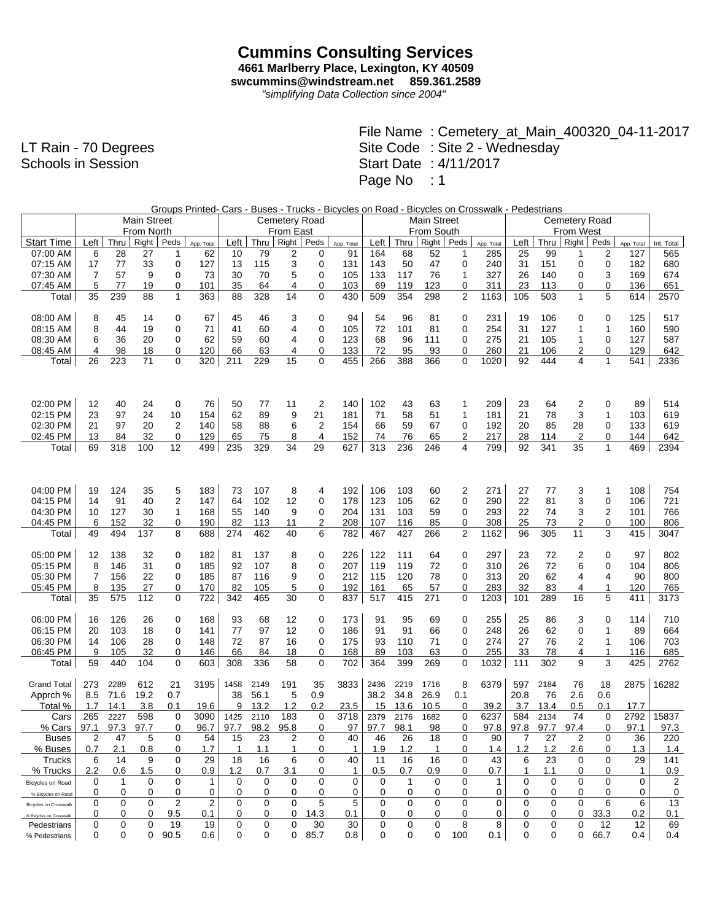# Cummins Consulting Services

**4661 Marlberry Place, Lexington, KY 40509**
**swcummins@windstream.net 859.361.2589**
*"simplifying Data Collection since 2004"*

LT Rain - 70 Degrees
Schools in Session

File Name : Cemetery_at_Main_400320_04-11-2017
Site Code : Site 2 - Wednesday
Start Date : 4/11/2017
Page No : 1

Groups Printed- Cars - Buses - Trucks - Bicycles on Road - Bicycles on Crosswalk - Pedestrians

| | Main Street From North | | | | | Cemetery Road From East | | | | | Main Street From South | | | | | Cemetery Road From West | | | | | |
|---|---|---|---|---|---|---|---|---|---|---|---|---|---|---|---|---|---|---|---|---|---|
| Start Time | Left | Thru | Right | Peds | App. Total | Left | Thru | Right | Peds | App. Total | Left | Thru | Right | Peds | App. Total | Left | Thru | Right | Peds | App. Total | Int. Total |
| 07:00 AM | 6 | 28 | 27 | 1 | 62 | 10 | 79 | 2 | 0 | 91 | 164 | 68 | 52 | 1 | 285 | 25 | 99 | 1 | 2 | 127 | 565 |
| 07:15 AM | 17 | 77 | 33 | 0 | 127 | 13 | 115 | 3 | 0 | 131 | 143 | 50 | 47 | 0 | 240 | 31 | 151 | 0 | 0 | 182 | 680 |
| 07:30 AM | 7 | 57 | 9 | 0 | 73 | 30 | 70 | 5 | 0 | 105 | 133 | 117 | 76 | 1 | 327 | 26 | 140 | 0 | 3 | 169 | 674 |
| 07:45 AM | 5 | 77 | 19 | 0 | 101 | 35 | 64 | 4 | 0 | 103 | 69 | 119 | 123 | 0 | 311 | 23 | 113 | 0 | 0 | 136 | 651 |
| Total | 35 | 239 | 88 | 1 | 363 | 88 | 328 | 14 | 0 | 430 | 509 | 354 | 298 | 2 | 1163 | 105 | 503 | 1 | 5 | 614 | 2570 |
| | | | | | | | | | | | | | | | | | | | | | |
| 08:00 AM | 8 | 45 | 14 | 0 | 67 | 45 | 46 | 3 | 0 | 94 | 54 | 96 | 81 | 0 | 231 | 19 | 106 | 0 | 0 | 125 | 517 |
| 08:15 AM | 8 | 44 | 19 | 0 | 71 | 41 | 60 | 4 | 0 | 105 | 72 | 101 | 81 | 0 | 254 | 31 | 127 | 1 | 1 | 160 | 590 |
| 08:30 AM | 6 | 36 | 20 | 0 | 62 | 59 | 60 | 4 | 0 | 123 | 68 | 96 | 111 | 0 | 275 | 21 | 105 | 1 | 0 | 127 | 587 |
| 08:45 AM | 4 | 98 | 18 | 0 | 120 | 66 | 63 | 4 | 0 | 133 | 72 | 95 | 93 | 0 | 260 | 21 | 106 | 2 | 0 | 129 | 642 |
| Total | 26 | 223 | 71 | 0 | 320 | 211 | 229 | 15 | 0 | 455 | 266 | 388 | 366 | 0 | 1020 | 92 | 444 | 4 | 1 | 541 | 2336 |
| | | | | | | | | | | | | | | | | | | | | | |
| 02:00 PM | 12 | 40 | 24 | 0 | 76 | 50 | 77 | 11 | 2 | 140 | 102 | 43 | 63 | 1 | 209 | 23 | 64 | 2 | 0 | 89 | 514 |
| 02:15 PM | 23 | 97 | 24 | 10 | 154 | 62 | 89 | 9 | 21 | 181 | 71 | 58 | 51 | 1 | 181 | 21 | 78 | 3 | 1 | 103 | 619 |
| 02:30 PM | 21 | 97 | 20 | 2 | 140 | 58 | 88 | 6 | 2 | 154 | 66 | 59 | 67 | 0 | 192 | 20 | 85 | 28 | 0 | 133 | 619 |
| 02:45 PM | 13 | 84 | 32 | 0 | 129 | 65 | 75 | 8 | 4 | 152 | 74 | 76 | 65 | 2 | 217 | 28 | 114 | 2 | 0 | 144 | 642 |
| Total | 69 | 318 | 100 | 12 | 499 | 235 | 329 | 34 | 29 | 627 | 313 | 236 | 246 | 4 | 799 | 92 | 341 | 35 | 1 | 469 | 2394 |
| | | | | | | | | | | | | | | | | | | | | | |
| 04:00 PM | 19 | 124 | 35 | 5 | 183 | 73 | 107 | 8 | 4 | 192 | 106 | 103 | 60 | 2 | 271 | 27 | 77 | 3 | 1 | 108 | 754 |
| 04:15 PM | 14 | 91 | 40 | 2 | 147 | 64 | 102 | 12 | 0 | 178 | 123 | 105 | 62 | 0 | 290 | 22 | 81 | 3 | 0 | 106 | 721 |
| 04:30 PM | 10 | 127 | 30 | 1 | 168 | 55 | 140 | 9 | 0 | 204 | 131 | 103 | 59 | 0 | 293 | 22 | 74 | 3 | 2 | 101 | 766 |
| 04:45 PM | 6 | 152 | 32 | 0 | 190 | 82 | 113 | 11 | 2 | 208 | 107 | 116 | 85 | 0 | 308 | 25 | 73 | 2 | 0 | 100 | 806 |
| Total | 49 | 494 | 137 | 8 | 688 | 274 | 462 | 40 | 6 | 782 | 467 | 427 | 266 | 2 | 1162 | 96 | 305 | 11 | 3 | 415 | 3047 |
| | | | | | | | | | | | | | | | | | | | | | |
| 05:00 PM | 12 | 138 | 32 | 0 | 182 | 81 | 137 | 8 | 0 | 226 | 122 | 111 | 64 | 0 | 297 | 23 | 72 | 2 | 0 | 97 | 802 |
| 05:15 PM | 8 | 146 | 31 | 0 | 185 | 92 | 107 | 8 | 0 | 207 | 119 | 119 | 72 | 0 | 310 | 26 | 72 | 6 | 0 | 104 | 806 |
| 05:30 PM | 7 | 156 | 22 | 0 | 185 | 87 | 116 | 9 | 0 | 212 | 115 | 120 | 78 | 0 | 313 | 20 | 62 | 4 | 4 | 90 | 800 |
| 05:45 PM | 8 | 135 | 27 | 0 | 170 | 82 | 105 | 5 | 0 | 192 | 161 | 65 | 57 | 0 | 283 | 32 | 83 | 4 | 1 | 120 | 765 |
| Total | 35 | 575 | 112 | 0 | 722 | 342 | 465 | 30 | 0 | 837 | 517 | 415 | 271 | 0 | 1203 | 101 | 289 | 16 | 5 | 411 | 3173 |
| | | | | | | | | | | | | | | | | | | | | | |
| 06:00 PM | 16 | 126 | 26 | 0 | 168 | 93 | 68 | 12 | 0 | 173 | 91 | 95 | 69 | 0 | 255 | 25 | 86 | 3 | 0 | 114 | 710 |
| 06:15 PM | 20 | 103 | 18 | 0 | 141 | 77 | 97 | 12 | 0 | 186 | 91 | 91 | 66 | 0 | 248 | 26 | 62 | 0 | 1 | 89 | 664 |
| 06:30 PM | 14 | 106 | 28 | 0 | 148 | 72 | 87 | 16 | 0 | 175 | 93 | 110 | 71 | 0 | 274 | 27 | 76 | 2 | 1 | 106 | 703 |
| 06:45 PM | 9 | 105 | 32 | 0 | 146 | 66 | 84 | 18 | 0 | 168 | 89 | 103 | 63 | 0 | 255 | 33 | 78 | 4 | 1 | 116 | 685 |
| Total | 59 | 440 | 104 | 0 | 603 | 308 | 336 | 58 | 0 | 702 | 364 | 399 | 269 | 0 | 1032 | 111 | 302 | 9 | 3 | 425 | 2762 |
| | | | | | | | | | | | | | | | | | | | | | |
| Grand Total | 273 | 2289 | 612 | 21 | 3195 | 1458 | 2149 | 191 | 35 | 3833 | 2436 | 2219 | 1716 | 8 | 6379 | 597 | 2184 | 76 | 18 | 2875 | 16282 |
| Apprch % | 8.5 | 71.6 | 19.2 | 0.7 | | 38 | 56.1 | 5 | 0.9 | | 38.2 | 34.8 | 26.9 | 0.1 | | 20.8 | 76 | 2.6 | 0.6 | | |
| Total % | 1.7 | 14.1 | 3.8 | 0.1 | 19.6 | 9 | 13.2 | 1.2 | 0.2 | 23.5 | 15 | 13.6 | 10.5 | 0 | 39.2 | 3.7 | 13.4 | 0.5 | 0.1 | 17.7 | |
| Cars | 265 | 2227 | 598 | 0 | 3090 | 1425 | 2110 | 183 | 0 | 3718 | 2379 | 2176 | 1682 | 0 | 6237 | 584 | 2134 | 74 | 0 | 2792 | 15837 |
| % Cars | 97.1 | 97.3 | 97.7 | 0 | 96.7 | 97.7 | 98.2 | 95.8 | 0 | 97 | 97.7 | 98.1 | 98 | 0 | 97.8 | 97.8 | 97.7 | 97.4 | 0 | 97.1 | 97.3 |
| Buses | 2 | 47 | 5 | 0 | 54 | 15 | 23 | 2 | 0 | 40 | 46 | 26 | 18 | 0 | 90 | 7 | 27 | 2 | 0 | 36 | 220 |
| % Buses | 0.7 | 2.1 | 0.8 | 0 | 1.7 | 1 | 1.1 | 1 | 0 | 1 | 1.9 | 1.2 | 1 | 0 | 1.4 | 1.2 | 1.2 | 2.6 | 0 | 1.3 | 1.4 |
| Trucks | 6 | 14 | 9 | 0 | 29 | 18 | 16 | 6 | 0 | 40 | 11 | 16 | 16 | 0 | 43 | 6 | 23 | 0 | 0 | 29 | 141 |
| % Trucks | 2.2 | 0.6 | 1.5 | 0 | 0.9 | 1.2 | 0.7 | 3.1 | 0 | 1 | 0.5 | 0.7 | 0.9 | 0 | 0.7 | 1 | 1.1 | 0 | 0 | 1 | 0.9 |
| Bicycles on Road | 0 | 1 | 0 | 0 | 1 | 0 | 0 | 0 | 0 | 0 | 0 | 1 | 0 | 0 | 1 | 0 | 0 | 0 | 0 | 0 | 2 |
| % Bicycles on Road | 0 | 0 | 0 | 0 | 0 | 0 | 0 | 0 | 0 | 0 | 0 | 0 | 0 | 0 | 0 | 0 | 0 | 0 | 0 | 0 | 0 |
| Bicycles on Crosswalk | 0 | 0 | 0 | 2 | 2 | 0 | 0 | 0 | 5 | 5 | 0 | 0 | 0 | 0 | 0 | 0 | 0 | 0 | 6 | 6 | 13 |
| % Bicycles on Crosswalk | 0 | 0 | 0 | 9.5 | 0.1 | 0 | 0 | 0 | 14.3 | 0.1 | 0 | 0 | 0 | 0 | 0 | 0 | 0 | 0 | 33.3 | 0.2 | 0.1 |
| Pedestrians | 0 | 0 | 0 | 19 | 19 | 0 | 0 | 0 | 30 | 30 | 0 | 0 | 0 | 8 | 8 | 0 | 0 | 0 | 12 | 12 | 69 |
| % Pedestrians | 0 | 0 | 0 | 90.5 | 0.6 | 0 | 0 | 0 | 85.7 | 0.8 | 0 | 0 | 0 | 100 | 0.1 | 0 | 0 | 0 | 66.7 | 0.4 | 0.4 |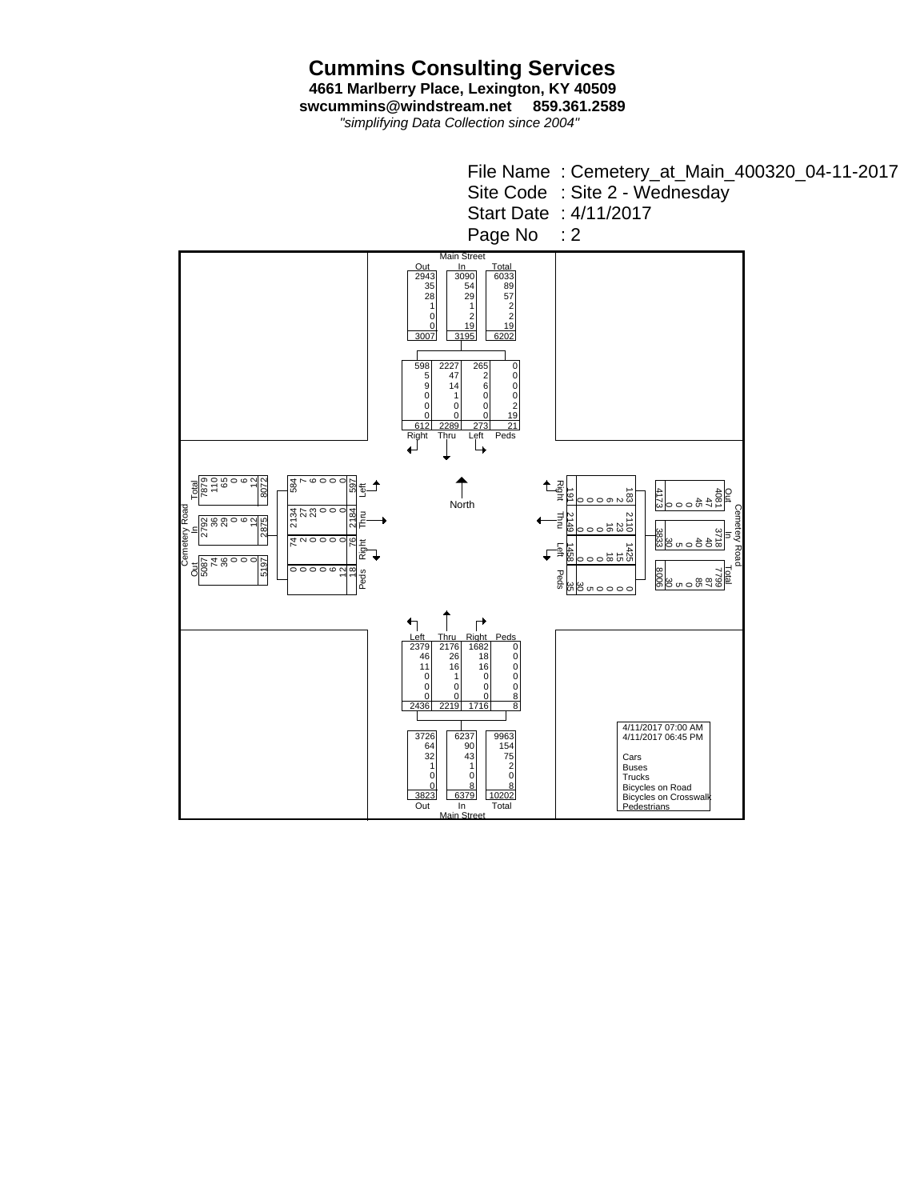# Cummins Consulting Services

**4661 Marlberry Place, Lexington, KY 40509**
**swcummins@windstream.net 859.361.2589**
*"simplifying Data Collection since 2004"*

File Name : Cemetery_at_Main_400320_04-11-2017
Site Code : Site 2 - Wednesday
Start Date : 4/11/2017
Page No : 2

4/11/2017 07:00 AM
4/11/2017 06:45 PM

## Main Street (North Leg) – Totals

| Vehicle Type | Out | In | Total |
|---|---|---|---|
| Cars | 2943 | 3090 | 6033 |
| Buses | 35 | 54 | 89 |
| Trucks | 28 | 29 | 57 |
| Bicycles on Road | 1 | 1 | 2 |
| Bicycles on Crosswalk | 0 | 2 | 2 |
| Pedestrians | 0 | 19 | 19 |
| Total | 3007 | 3195 | 6202 |

## Main Street (Southbound Approach)

| Vehicle Type | Right | Thru | Left | Peds |
|---|---|---|---|---|
| Cars | 598 | 2227 | 265 | 0 |
| Buses | 5 | 47 | 2 | 0 |
| Trucks | 9 | 14 | 6 | 0 |
| Bicycles on Road | 0 | 1 | 0 | 0 |
| Bicycles on Crosswalk | 0 | 0 | 0 | 2 |
| Pedestrians | 0 | 0 | 0 | 19 |
| Total | 612 | 2289 | 273 | 21 |

## Cemetery Road (East Leg) – Totals

| Vehicle Type | Out | In | Total |
|---|---|---|---|
| Cars | 4081 | 3718 | 7799 |
| Buses | 47 | 40 | 87 |
| Trucks | 45 | 40 | 85 |
| Bicycles on Road | 0 | 0 | 0 |
| Bicycles on Crosswalk | 0 | 5 | 5 |
| Pedestrians | 0 | 30 | 30 |
| Total | 4173 | 3833 | 8006 |

## Cemetery Road (Westbound Approach)

| Vehicle Type | Right | Thru | Left | Peds |
|---|---|---|---|---|
| Cars | 183 | 2110 | 1425 | 0 |
| Buses | 2 | 23 | 15 | 0 |
| Trucks | 6 | 16 | 18 | 0 |
| Bicycles on Road | 0 | 0 | 0 | 0 |
| Bicycles on Crosswalk | 0 | 0 | 0 | 5 |
| Pedestrians | 0 | 0 | 0 | 30 |
| Total | 191 | 2149 | 1458 | 35 |

## Cemetery Road (West Leg) – Totals

| Vehicle Type | Out | In | Total |
|---|---|---|---|
| Cars | 5087 | 2792 | 7879 |
| Buses | 74 | 36 | 110 |
| Trucks | 36 | 29 | 65 |
| Bicycles on Road | 0 | 0 | 0 |
| Bicycles on Crosswalk | 0 | 6 | 6 |
| Pedestrians | 0 | 12 | 12 |
| Total | 5197 | 2875 | 8072 |

## Cemetery Road (Eastbound Approach)

| Vehicle Type | Left | Thru | Right | Peds |
|---|---|---|---|---|
| Cars | 584 | 2134 | 74 | 0 |
| Buses | 7 | 27 | 2 | 0 |
| Trucks | 6 | 23 | 0 | 0 |
| Bicycles on Road | 0 | 0 | 0 | 0 |
| Bicycles on Crosswalk | 0 | 0 | 0 | 6 |
| Pedestrians | 0 | 0 | 0 | 12 |
| Total | 597 | 2184 | 76 | 18 |

## Main Street (Northbound Approach)

| Vehicle Type | Left | Thru | Right | Peds |
|---|---|---|---|---|
| Cars | 2379 | 2176 | 1682 | 0 |
| Buses | 46 | 26 | 18 | 0 |
| Trucks | 11 | 16 | 16 | 0 |
| Bicycles on Road | 0 | 1 | 0 | 0 |
| Bicycles on Crosswalk | 0 | 0 | 0 | 0 |
| Pedestrians | 0 | 0 | 0 | 8 |
| Total | 2436 | 2219 | 1716 | 8 |

## Main Street (South Leg) – Totals

| Vehicle Type | Out | In | Total |
|---|---|---|---|
| Cars | 3726 | 6237 | 9963 |
| Buses | 64 | 90 | 154 |
| Trucks | 32 | 43 | 75 |
| Bicycles on Road | 1 | 1 | 2 |
| Bicycles on Crosswalk | 0 | 0 | 0 |
| Pedestrians | 0 | 8 | 8 |
| Total | 3823 | 6379 | 10202 |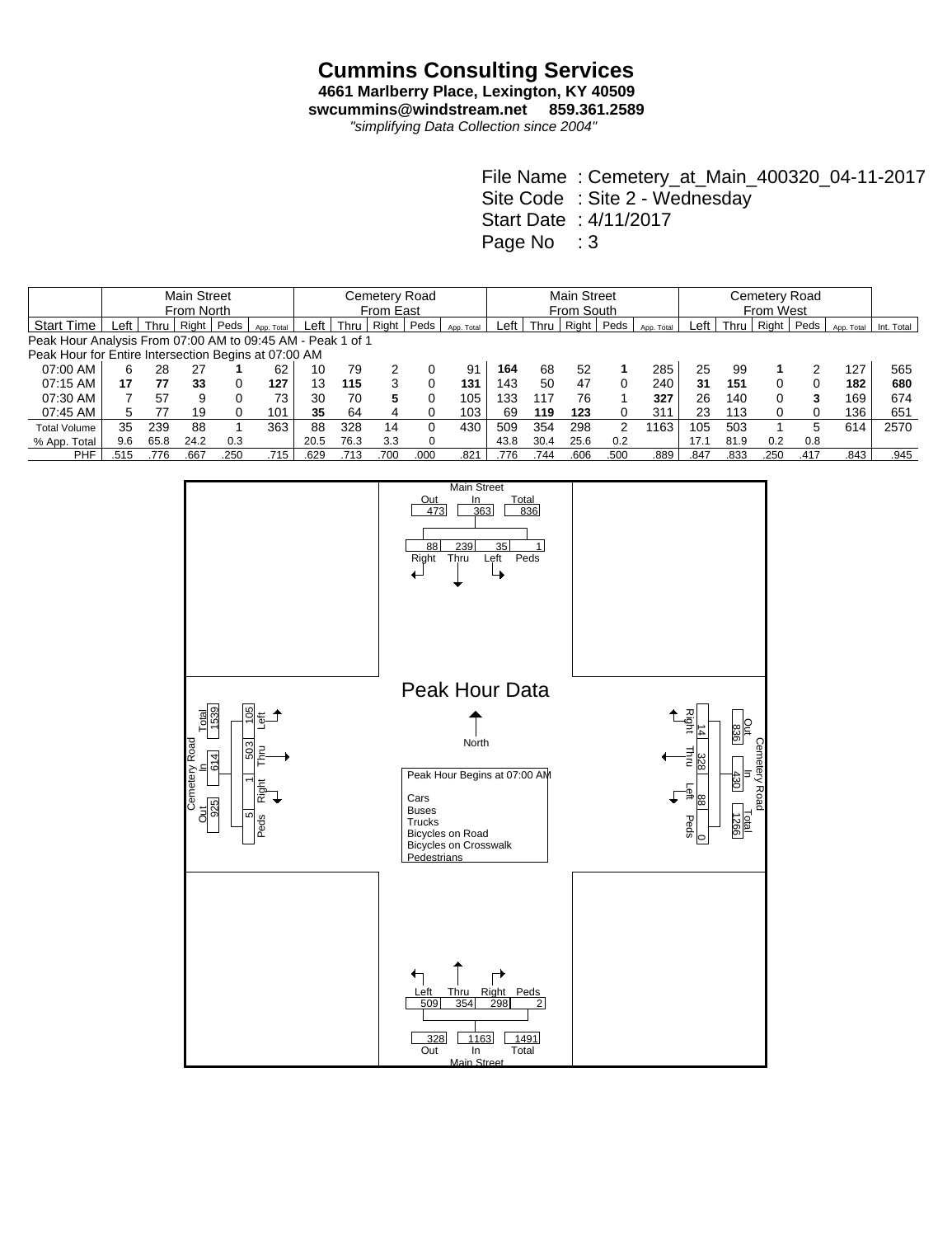# Cummins Consulting Services

**4661 Marlberry Place, Lexington, KY 40509**
**swcummins@windstream.net 859.361.2589**
*"simplifying Data Collection since 2004"*

File Name : Cemetery_at_Main_400320_04-11-2017
Site Code : Site 2 - Wednesday
Start Date : 4/11/2017
Page No : 3

| | Main Street From North | | | | | Cemetery Road From East | | | | | Main Street From South | | | | | Cemetery Road From West | | | | | |
|---|---|---|---|---|---|---|---|---|---|---|---|---|---|---|---|---|---|---|---|---|---|
| Start Time | Left | Thru | Right | Peds | App. Total | Left | Thru | Right | Peds | App. Total | Left | Thru | Right | Peds | App. Total | Left | Thru | Right | Peds | App. Total | Int. Total |
| Peak Hour Analysis From 07:00 AM to 09:45 AM - Peak 1 of 1 | | | | | | | | | | | | | | | | | | | | | |
| Peak Hour for Entire Intersection Begins at 07:00 AM | | | | | | | | | | | | | | | | | | | | | |
| 07:00 AM | 6 | 28 | 27 | **1** | 62 | 10 | 79 | 2 | 0 | 91 | **164** | 68 | 52 | **1** | 285 | 25 | 99 | **1** | 2 | 127 | 565 |
| 07:15 AM | **17** | **77** | **33** | 0 | **127** | 13 | **115** | 3 | 0 | **131** | 143 | 50 | 47 | 0 | 240 | **31** | **151** | 0 | 0 | **182** | **680** |
| 07:30 AM | 7 | 57 | 9 | 0 | 73 | 30 | 70 | **5** | 0 | 105 | 133 | 117 | 76 | 1 | **327** | 26 | 140 | 0 | **3** | 169 | 674 |
| 07:45 AM | 5 | 77 | 19 | 0 | 101 | **35** | 64 | 4 | 0 | 103 | 69 | **119** | **123** | 0 | 311 | 23 | 113 | 0 | 0 | 136 | 651 |
| Total Volume | 35 | 239 | 88 | 1 | 363 | 88 | 328 | 14 | 0 | 430 | 509 | 354 | 298 | 2 | 1163 | 105 | 503 | 1 | 5 | 614 | 2570 |
| % App. Total | 9.6 | 65.8 | 24.2 | 0.3 | | 20.5 | 76.3 | 3.3 | 0 | | 43.8 | 30.4 | 25.6 | 0.2 | | 17.1 | 81.9 | 0.2 | 0.8 | | |
| PHF | .515 | .776 | .667 | .250 | .715 | .629 | .713 | .700 | .000 | .821 | .776 | .744 | .606 | .500 | .889 | .847 | .833 | .250 | .417 | .843 | .945 |

## Peak Hour Data

Peak Hour Begins at 07:00 AM

Cars
Buses
Trucks
Bicycles on Road
Bicycles on Crosswalk
Pedestrians

| Approach | Out | In | Total | Right | Thru | Left | Peds |
|---|---|---|---|---|---|---|---|
| Main Street (North) | 473 | 363 | 836 | 88 | 239 | 35 | 1 |
| Cemetery Road (East) | 836 | 430 | 1266 | 14 | 328 | 88 | 0 |
| Main Street (South) | 328 | 1163 | 1491 | 298 | 354 | 509 | 2 |
| Cemetery Road (West) | 925 | 614 | 1539 | 1 | 503 | 105 | 5 |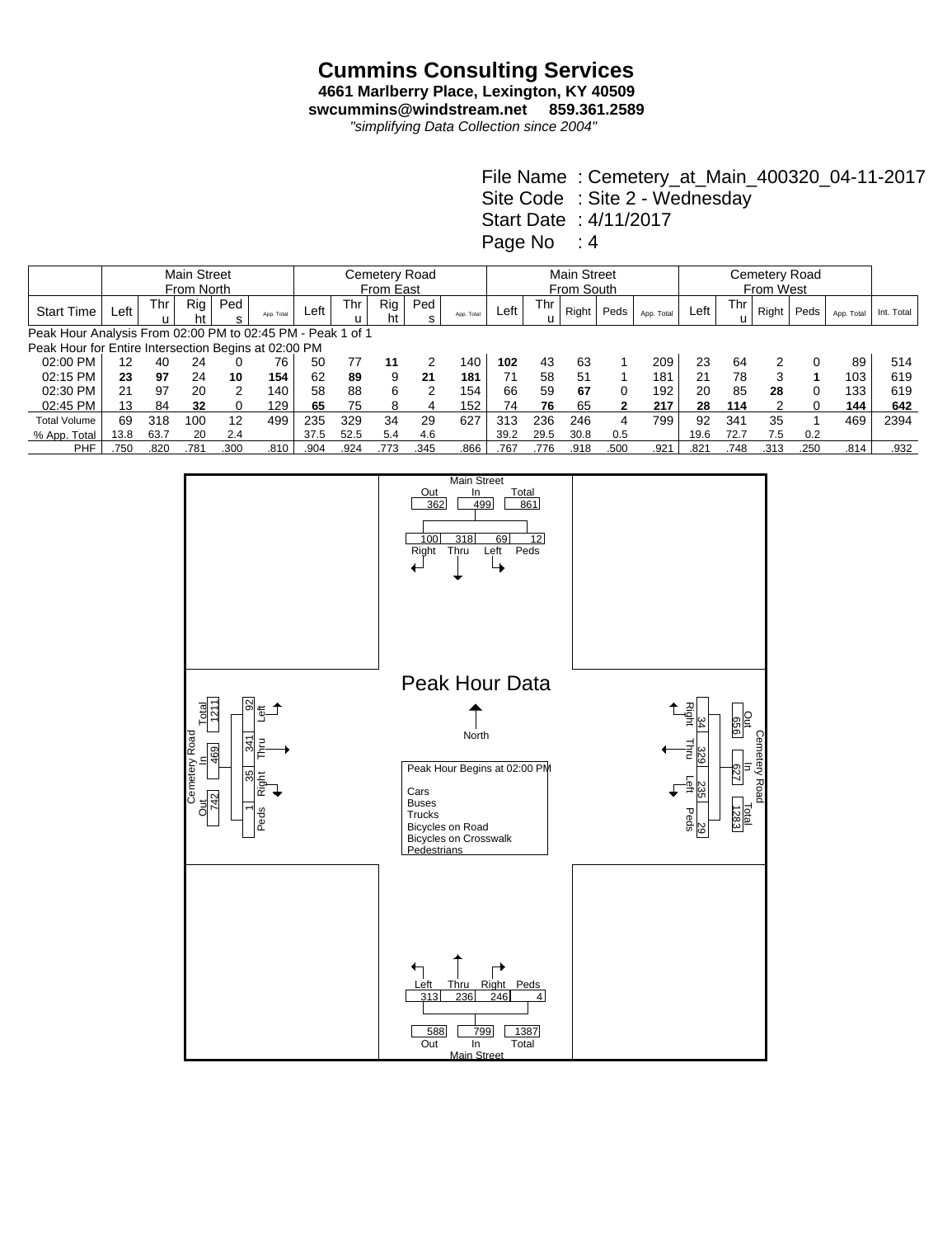# Cummins Consulting Services

**4661 Marlberry Place, Lexington, KY 40509**
**swcummins@windstream.net 859.361.2589**
*"simplifying Data Collection since 2004"*

File Name : Cemetery_at_Main_400320_04-11-2017
Site Code : Site 2 - Wednesday
Start Date : 4/11/2017
Page No : 4

| | Main Street From North | | | | | Cemetery Road From East | | | | | Main Street From South | | | | | Cemetery Road From West | | | | | |
|---|---|---|---|---|---|---|---|---|---|---|---|---|---|---|---|---|---|---|---|---|---|
| Start Time | Left | Thru | Right | Peds | App. Total | Left | Thru | Right | Peds | App. Total | Left | Thru | Right | Peds | App. Total | Left | Thru | Right | Peds | App. Total | Int. Total |
| Peak Hour Analysis From 02:00 PM to 02:45 PM - Peak 1 of 1 | | | | | | | | | | | | | | | | | | | | | |
| Peak Hour for Entire Intersection Begins at 02:00 PM | | | | | | | | | | | | | | | | | | | | | |
| 02:00 PM | 12 | 40 | 24 | 0 | 76 | 50 | 77 | **11** | 2 | 140 | **102** | 43 | 63 | 1 | 209 | 23 | 64 | 2 | 0 | 89 | 514 |
| 02:15 PM | **23** | **97** | 24 | **10** | **154** | 62 | **89** | 9 | **21** | **181** | 71 | 58 | 51 | 1 | 181 | 21 | 78 | 3 | **1** | 103 | 619 |
| 02:30 PM | 21 | 97 | 20 | 2 | 140 | 58 | 88 | 6 | 2 | 154 | 66 | 59 | **67** | 0 | 192 | 20 | 85 | **28** | 0 | 133 | 619 |
| 02:45 PM | 13 | 84 | **32** | 0 | 129 | **65** | 75 | 8 | 4 | 152 | 74 | **76** | 65 | **2** | **217** | **28** | **114** | 2 | 0 | **144** | **642** |
| Total Volume | 69 | 318 | 100 | 12 | 499 | 235 | 329 | 34 | 29 | 627 | 313 | 236 | 246 | 4 | 799 | 92 | 341 | 35 | 1 | 469 | 2394 |
| % App. Total | 13.8 | 63.7 | 20 | 2.4 | | 37.5 | 52.5 | 5.4 | 4.6 | | 39.2 | 29.5 | 30.8 | 0.5 | | 19.6 | 72.7 | 7.5 | 0.2 | | |
| PHF | .750 | .820 | .781 | .300 | .810 | .904 | .924 | .773 | .345 | .866 | .767 | .776 | .918 | .500 | .921 | .821 | .748 | .313 | .250 | .814 | .932 |

## Peak Hour Data

**Main Street (North):** Out 362, In 499, Total 861; Right 100, Thru 318, Left 69, Peds 12

**Cemetery Road (East):** Out 656, In 627, Total 1283; Right 34, Thru 329, Left 235, Peds 29

**Main Street (South):** Out 588, In 799, Total 1387; Left 313, Thru 236, Right 246, Peds 4

**Cemetery Road (West):** Out 742, In 469, Total 1211; Left 92, Thru 341, Right 35, Peds 1

North

Peak Hour Begins at 02:00 PM

Cars
Buses
Trucks
Bicycles on Road
Bicycles on Crosswalk
Pedestrians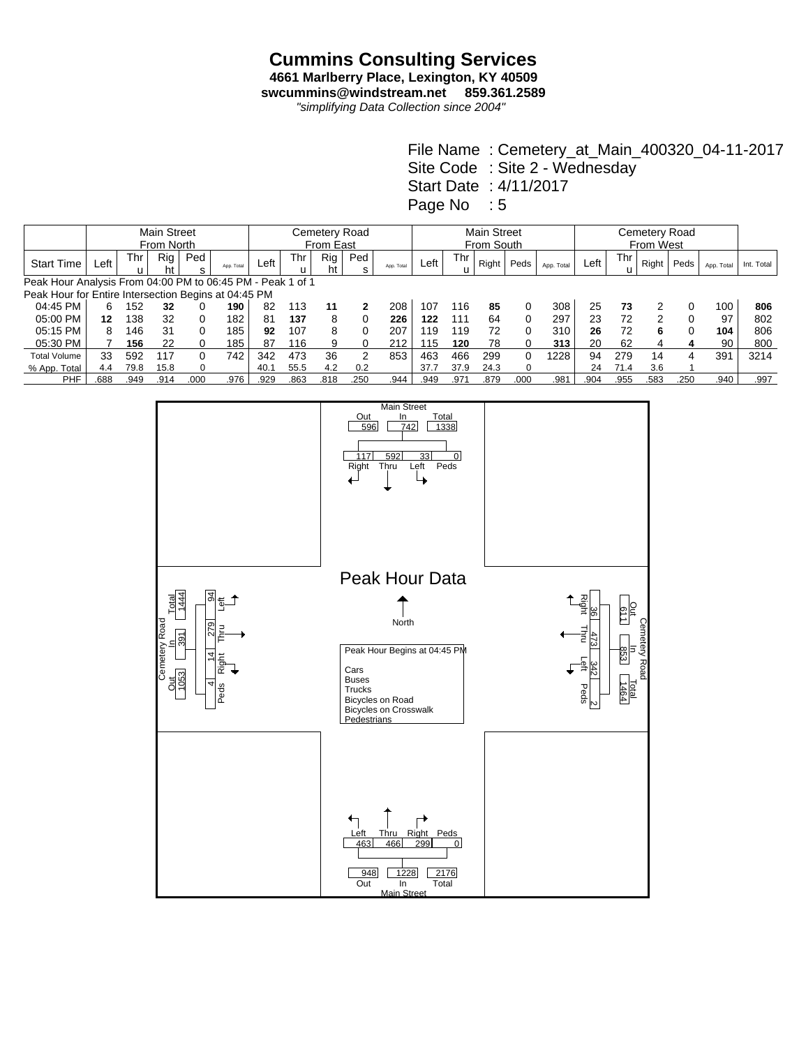# Cummins Consulting Services

**4661 Marlberry Place, Lexington, KY 40509**
**swcummins@windstream.net 859.361.2589**
*"simplifying Data Collection since 2004"*

File Name : Cemetery_at_Main_400320_04-11-2017
Site Code : Site 2 - Wednesday
Start Date : 4/11/2017
Page No : 5

| | Main Street From North | | | | | Cemetery Road From East | | | | | Main Street From South | | | | | Cemetery Road From West | | | | | |
|---|---|---|---|---|---|---|---|---|---|---|---|---|---|---|---|---|---|---|---|---|---|
| Start Time | Left | Thru | Right | Peds | App. Total | Left | Thru | Right | Peds | App. Total | Left | Thru | Right | Peds | App. Total | Left | Thru | Right | Peds | App. Total | Int. Total |
| Peak Hour Analysis From 04:00 PM to 06:45 PM - Peak 1 of 1 | | | | | | | | | | | | | | | | | | | | | |
| Peak Hour for Entire Intersection Begins at 04:45 PM | | | | | | | | | | | | | | | | | | | | | |
| 04:45 PM | 6 | 152 | **32** | 0 | **190** | 82 | 113 | **11** | **2** | 208 | 107 | 116 | **85** | 0 | 308 | 25 | **73** | 2 | 0 | 100 | **806** |
| 05:00 PM | **12** | 138 | 32 | 0 | 182 | 81 | **137** | 8 | 0 | **226** | **122** | 111 | 64 | 0 | 297 | 23 | 72 | 2 | 0 | 97 | 802 |
| 05:15 PM | 8 | 146 | 31 | 0 | 185 | **92** | 107 | 8 | 0 | 207 | 119 | 119 | 72 | 0 | 310 | **26** | 72 | **6** | 0 | **104** | 806 |
| 05:30 PM | 7 | **156** | 22 | 0 | 185 | 87 | 116 | 9 | 0 | 212 | 115 | **120** | 78 | 0 | **313** | 20 | 62 | 4 | **4** | 90 | 800 |
| Total Volume | 33 | 592 | 117 | 0 | 742 | 342 | 473 | 36 | 2 | 853 | 463 | 466 | 299 | 0 | 1228 | 94 | 279 | 14 | 4 | 391 | 3214 |
| % App. Total | 4.4 | 79.8 | 15.8 | 0 | | 40.1 | 55.5 | 4.2 | 0.2 | | 37.7 | 37.9 | 24.3 | 0 | | 24 | 71.4 | 3.6 | 1 | | |
| PHF | .688 | .949 | .914 | .000 | .976 | .929 | .863 | .818 | .250 | .944 | .949 | .971 | .879 | .000 | .981 | .904 | .955 | .583 | .250 | .940 | .997 |

Peak Hour Data

Main Street
Out 596 In 742 Total 1338
117 Right 592 Thru 33 Left 0 Peds

Cemetery Road (West)
Total 1444 In 391 Out 1053
94 Left 279 Thru 14 Right 4 Peds

Cemetery Road (East)
Out 611 In 853 Total 1464
36 Right 473 Thru 342 Left 2 Peds

North

Peak Hour Begins at 04:45 PM

Cars
Buses
Trucks
Bicycles on Road
Bicycles on Crosswalk
Pedestrians

Left 463 Thru 466 Right 299 Peds 0
Out 948 In 1228 Total 2176
Main Street